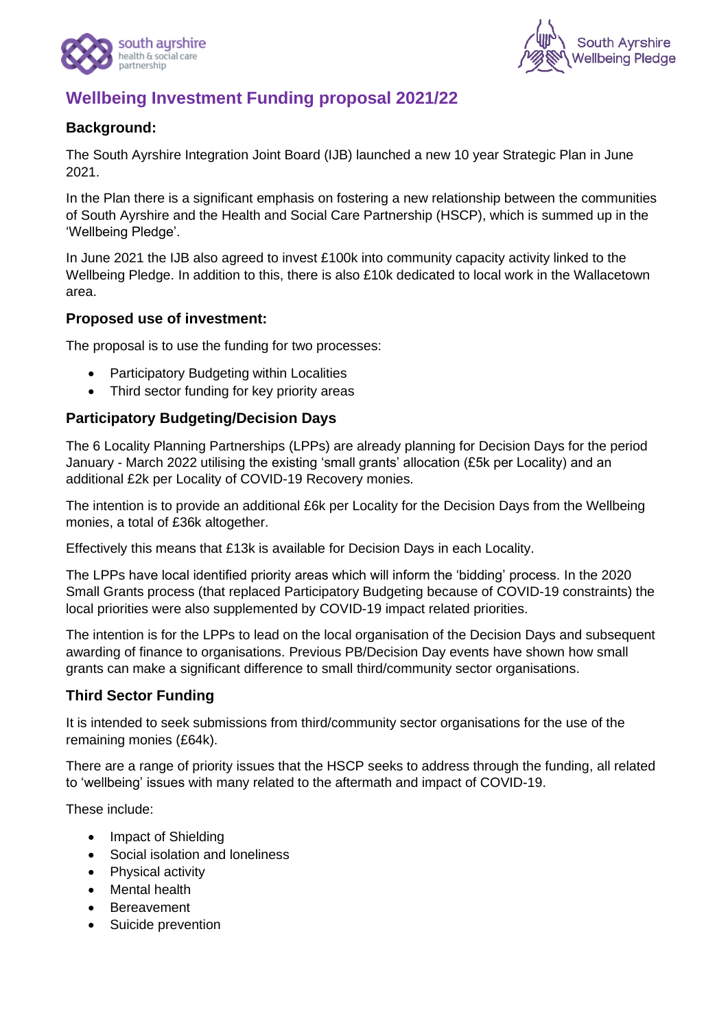# Wellbeing Investment Funding proposal 2021/22

## Background:

The South Ayrshire Integration Joint Board (IJB) launched a new 10 year Strategic Plan in June 2021.

In the Plan there is a significant emphasis on fostering a new relationship between the communities of South Ayrshire and the Health and Social Care Partnership (HSCP), which is summed up in the 'Wellbeing Pledge'.

In June 2021 the IJB also agreed to invest £100k into community capacity activity linked to the Wellbeing Pledge. In addition to this, there is also £10k dedicated to local work in the Wallacetown area.

## Proposed use of investment:

The proposal is to use the funding for two processes:

- Participatory Budgeting within Localities
- Third sector funding for key priority areas

## Participatory Budgeting/Decision Days

The 6 Locality Planning Partnerships (LPPs) are already planning for Decision Days for the period January - March 2022 utilising the existing 'small grants' allocation (£5k per Locality) and an additional £2k per Locality of COVID-19 Recovery monies.

The intention is to provide an additional £6k per Locality for the Decision Days from the Wellbeing monies, a total of £36k altogether.

Effectively this means that £13k is available for Decision Days in each Locality.

The LPPs have local identified priority areas which will inform the 'bidding' process. In the 2020 Small Grants process (that replaced Participatory Budgeting because of COVID-19 constraints) the local priorities were also supplemented by COVID-19 impact related priorities.

The intention is for the LPPs to lead on the local organisation of the Decision Days and subsequent awarding of finance to organisations. Previous PB/Decision Day events have shown how small grants can make a significant difference to small third/community sector organisations.

## Third Sector Funding

It is intended to seek submissions from third/community sector organisations for the use of the remaining monies (£64k).

There are a range of priority issues that the HSCP seeks to address through the funding, all related to 'wellbeing' issues with many related to the aftermath and impact of COVID-19.

These include:

- Impact of Shielding
- Social isolation and loneliness
- Physical activity
- Mental health
- Bereavement
- Suicide prevention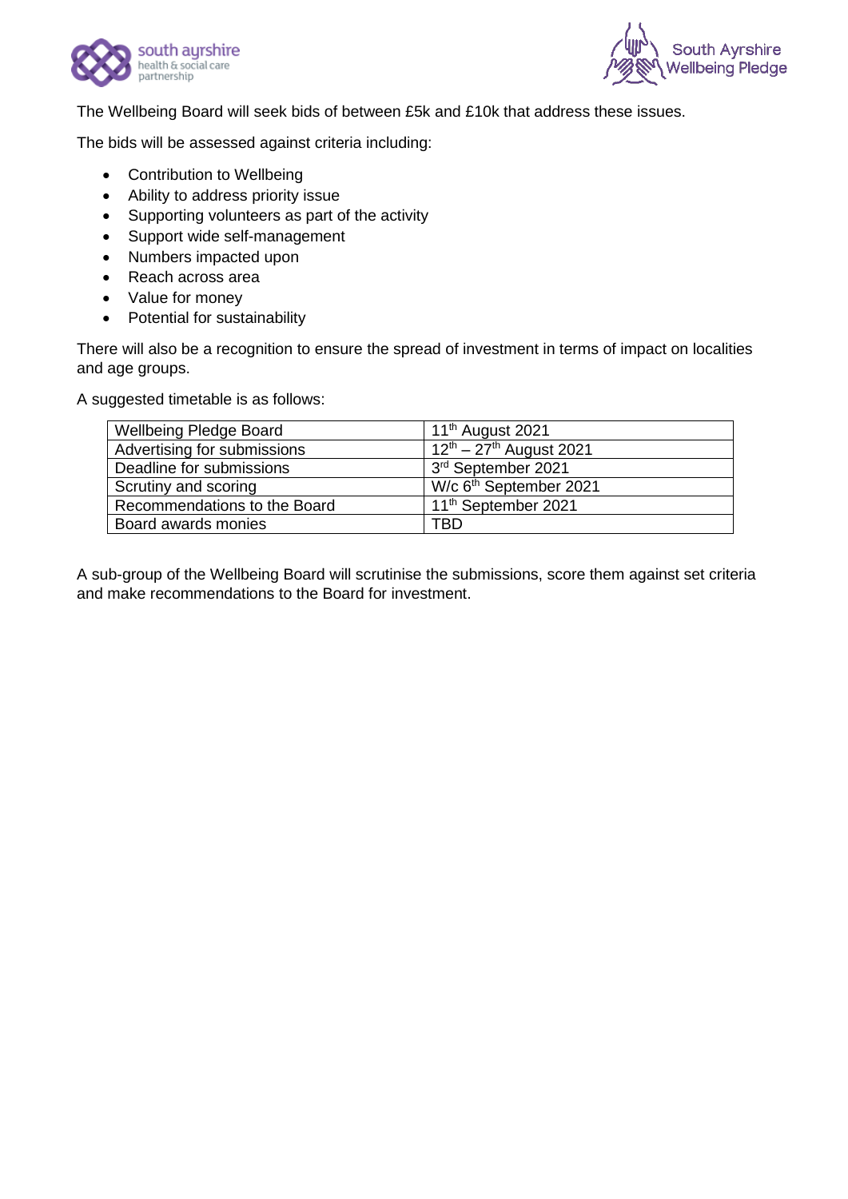The Wellbeing Board will seek bids of between £5k and £10k that address these issues.

The bids will be assessed against criteria including:

- Contribution to Wellbeing
- Ability to address priority issue
- Supporting volunteers as part of the activity
- Support wide self-management
- Numbers impacted upon
- Reach across area
- Value for money
- Potential for sustainability

There will also be a recognition to ensure the spread of investment in terms of impact on localities and age groups.

A suggested timetable is as follows:

| | |
|---|---|
| Wellbeing Pledge Board | 11th August 2021 |
| Advertising for submissions | 12th – 27th August 2021 |
| Deadline for submissions | 3rd September 2021 |
| Scrutiny and scoring | W/c 6th September 2021 |
| Recommendations to the Board | 11th September 2021 |
| Board awards monies | TBD |

A sub-group of the Wellbeing Board will scrutinise the submissions, score them against set criteria and make recommendations to the Board for investment.